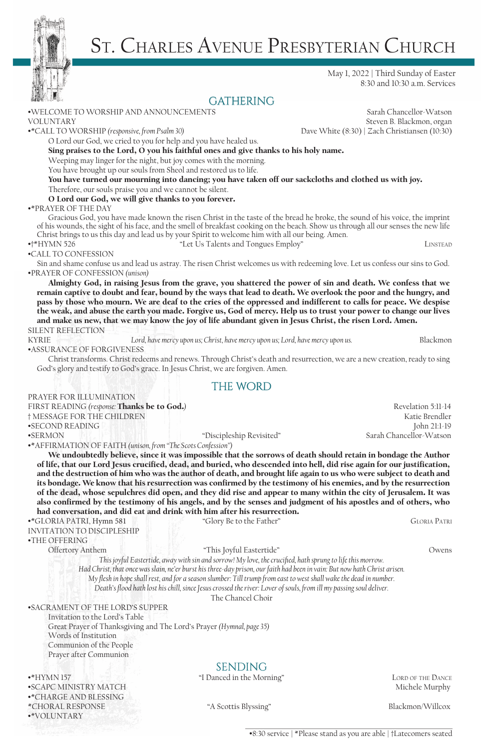# St. Charles Avenue Presbyterian Church

May 1, 2022 | Third Sunday of Easter
8:30 and 10:30 a.m. Services

## GATHERING

•WELCOME TO WORSHIP AND ANNOUNCEMENTS — Sarah Chancellor-Watson

VOLUNTARY — Steven B. Blackmon, organ

•*CALL TO WORSHIP *(responsive, from Psalm 30)* — Dave White (8:30) | Zach Christiansen (10:30)

O Lord our God, we cried to you for help and you have healed us.
**Sing praises to the Lord, O you his faithful ones and give thanks to his holy name.**
Weeping may linger for the night, but joy comes with the morning.
You have brought up our souls from Sheol and restored us to life.
**You have turned our mourning into dancing; you have taken off our sackcloths and clothed us with joy.**
Therefore, our souls praise you and we cannot be silent.
**O Lord our God, we will give thanks to you forever.**

•*PRAYER OF THE DAY

Gracious God, you have made known the risen Christ in the taste of the bread he broke, the sound of his voice, the imprint of his wounds, the sight of his face, and the smell of breakfast cooking on the beach. Show us through all our senses the new life Christ brings to us this day and lead us by your Spirit to welcome him with all our being. Amen.

•†*HYMN 526 — "Let Us Talents and Tongues Employ" — Linstead

•CALL TO CONFESSION

Sin and shame confuse us and lead us astray. The risen Christ welcomes us with redeeming love. Let us confess our sins to God.

•PRAYER OF CONFESSION *(unison)*

**Almighty God, in raising Jesus from the grave, you shattered the power of sin and death. We confess that we remain captive to doubt and fear, bound by the ways that lead to death. We overlook the poor and the hungry, and pass by those who mourn. We are deaf to the cries of the oppressed and indifferent to calls for peace. We despise the weak, and abuse the earth you made. Forgive us, God of mercy. Help us to trust your power to change our lives and make us new, that we may know the joy of life abundant given in Jesus Christ, the risen Lord. Amen.**

SILENT REFLECTION

KYRIE — *Lord, have mercy upon us; Christ, have mercy upon us; Lord, have mercy upon us.* — Blackmon

•ASSURANCE OF FORGIVENESS

Christ transforms. Christ redeems and renews. Through Christ's death and resurrection, we are a new creation, ready to sing God's glory and testify to God's grace. In Jesus Christ, we are forgiven. Amen.

## THE WORD

PRAYER FOR ILLUMINATION

FIRST READING *(response:* **Thanks be to God.***)* — Revelation 5:11-14

† MESSAGE FOR THE CHILDREN — Katie Brendler

•SECOND READING — John 21:1-19

•SERMON — "Discipleship Revisited" — Sarah Chancellor-Watson

•*AFFIRMATION OF FAITH *(unison, from "The Scots Confession")*

**We undoubtedly believe, since it was impossible that the sorrows of death should retain in bondage the Author of life, that our Lord Jesus crucified, dead, and buried, who descended into hell, did rise again for our justification, and the destruction of him who was the author of death, and brought life again to us who were subject to death and its bondage. We know that his resurrection was confirmed by the testimony of his enemies, and by the resurrection of the dead, whose sepulchres did open, and they did rise and appear to many within the city of Jerusalem. It was also confirmed by the testimony of his angels, and by the senses and judgment of his apostles and of others, who had conversation, and did eat and drink with him after his resurrection.**

•*GLORIA PATRI, Hymn 581 — "Glory Be to the Father" — Gloria Patri

INVITATION TO DISCIPLESHIP

•THE OFFERING

Offertory Anthem — "This Joyful Eastertide" — Owens

*This joyful Eastertide, away with sin and sorrow! My love, the crucified, hath sprung to life this morrow.*
*Had Christ, that once was slain, ne'er burst his three-day prison, our faith had been in vain: But now hath Christ arisen.*
*My flesh in hope shall rest, and for a season slumber: Till trump from east to west shall wake the dead in number.*
*Death's flood hath lost his chill, since Jesus crossed the river: Lover of souls, from ill my passing soul deliver.*

The Chancel Choir

•SACRAMENT OF THE LORD'S SUPPER

Invitation to the Lord's Table
Great Prayer of Thanksgiving and The Lord's Prayer *(Hymnal, page 35)*
Words of Institution
Communion of the People
Prayer after Communion

## SENDING

•*HYMN 157 — "I Danced in the Morning" — Lord of the Dance

•SCAPC MINISTRY MATCH — Michele Murphy

•*CHARGE AND BLESSING

*CHORAL RESPONSE — "A Scottis Blyssing" — Blackmon/Willcox

•*VOLUNTARY

•8:30 service | *Please stand as you are able | †Latecomers seated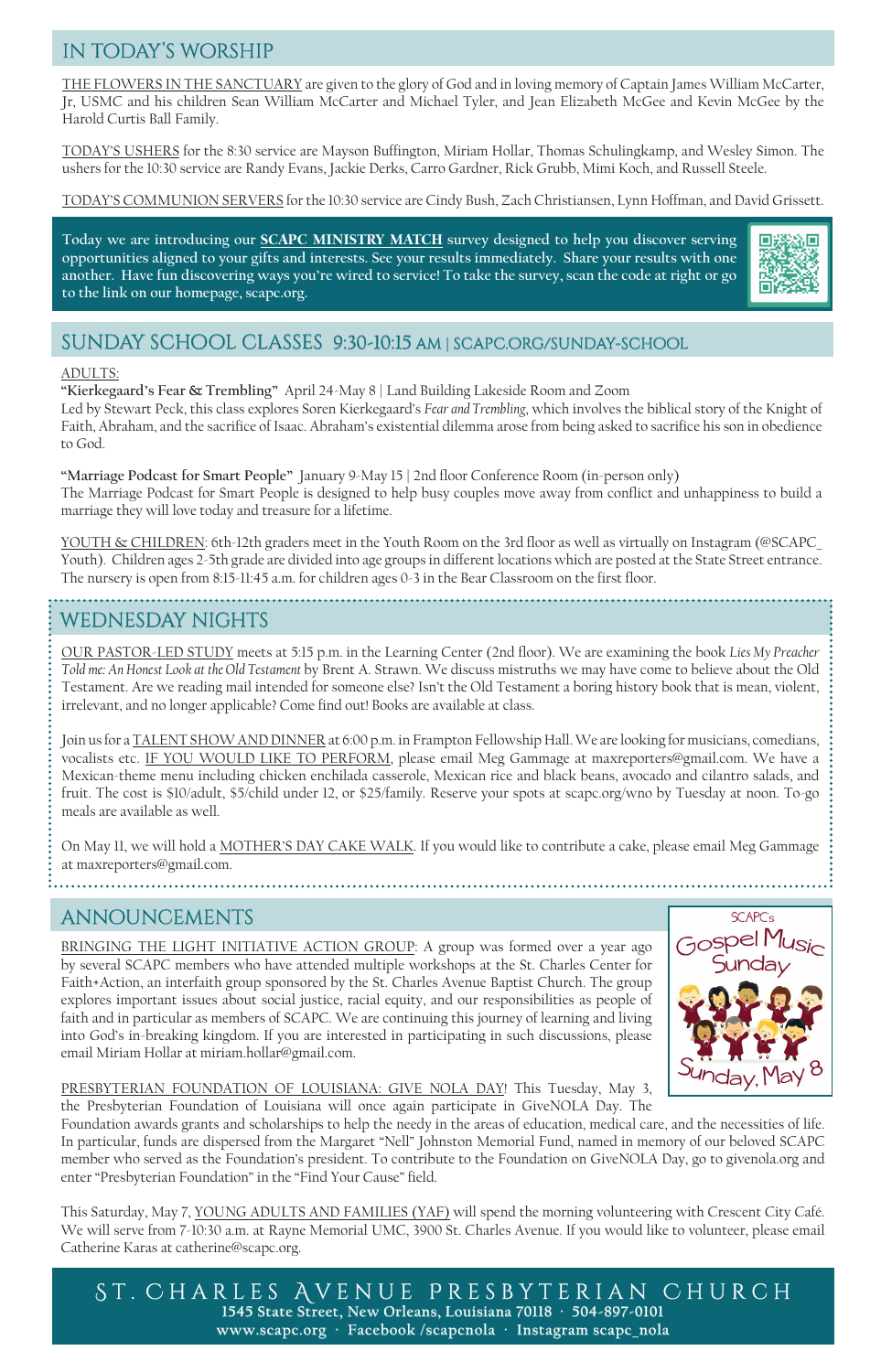## IN TODAY'S WORSHIP

THE FLOWERS IN THE SANCTUARY are given to the glory of God and in loving memory of Captain James William McCarter, Jr, USMC and his children Sean William McCarter and Michael Tyler, and Jean Elizabeth McGee and Kevin McGee by the Harold Curtis Ball Family.

TODAY'S USHERS for the 8:30 service are Mayson Buffington, Miriam Hollar, Thomas Schulingkamp, and Wesley Simon. The ushers for the 10:30 service are Randy Evans, Jackie Derks, Carro Gardner, Rick Grubb, Mimi Koch, and Russell Steele.

TODAY'S COMMUNION SERVERS for the 10:30 service are Cindy Bush, Zach Christiansen, Lynn Hoffman, and David Grissett.

**Today we are introducing our SCAPC MINISTRY MATCH survey designed to help you discover serving opportunities aligned to your gifts and interests. See your results immediately. Share your results with one another. Have fun discovering ways you're wired to service! To take the survey, scan the code at right or go to the link on our homepage, scapc.org.**

## SUNDAY SCHOOL CLASSES 9:30-10:15 AM | SCAPC.ORG/SUNDAY-SCHOOL

ADULTS:

**"Kierkegaard's Fear & Trembling"** April 24-May 8 | Land Building Lakeside Room and Zoom
Led by Stewart Peck, this class explores Soren Kierkegaard's *Fear and Trembling*, which involves the biblical story of the Knight of Faith, Abraham, and the sacrifice of Isaac. Abraham's existential dilemma arose from being asked to sacrifice his son in obedience to God.

**"Marriage Podcast for Smart People"** January 9-May 15 | 2nd floor Conference Room (in-person only)
The Marriage Podcast for Smart People is designed to help busy couples move away from conflict and unhappiness to build a marriage they will love today and treasure for a lifetime.

YOUTH & CHILDREN: 6th-12th graders meet in the Youth Room on the 3rd floor as well as virtually on Instagram (@SCAPC_Youth). Children ages 2-5th grade are divided into age groups in different locations which are posted at the State Street entrance. The nursery is open from 8:15-11:45 a.m. for children ages 0-3 in the Bear Classroom on the first floor.

## WEDNESDAY NIGHTS

OUR PASTOR-LED STUDY meets at 5:15 p.m. in the Learning Center (2nd floor). We are examining the book *Lies My Preacher Told me: An Honest Look at the Old Testament* by Brent A. Strawn. We discuss mistruths we may have come to believe about the Old Testament. Are we reading mail intended for someone else? Isn't the Old Testament a boring history book that is mean, violent, irrelevant, and no longer applicable? Come find out! Books are available at class.

Join us for a TALENT SHOW AND DINNER at 6:00 p.m. in Frampton Fellowship Hall. We are looking for musicians, comedians, vocalists etc. IF YOU WOULD LIKE TO PERFORM, please email Meg Gammage at maxreporters@gmail.com. We have a Mexican-theme menu including chicken enchilada casserole, Mexican rice and black beans, avocado and cilantro salads, and fruit. The cost is $10/adult, $5/child under 12, or $25/family. Reserve your spots at scapc.org/wno by Tuesday at noon. To-go meals are available as well.

On May 11, we will hold a MOTHER'S DAY CAKE WALK. If you would like to contribute a cake, please email Meg Gammage at maxreporters@gmail.com.

## ANNOUNCEMENTS

SCAPC's Gospel Music Sunday
Sunday, May 8

BRINGING THE LIGHT INITIATIVE ACTION GROUP: A group was formed over a year ago by several SCAPC members who have attended multiple workshops at the St. Charles Center for Faith+Action, an interfaith group sponsored by the St. Charles Avenue Baptist Church. The group explores important issues about social justice, racial equity, and our responsibilities as people of faith and in particular as members of SCAPC. We are continuing this journey of learning and living into God's in-breaking kingdom. If you are interested in participating in such discussions, please email Miriam Hollar at miriam.hollar@gmail.com.

PRESBYTERIAN FOUNDATION OF LOUISIANA: GIVE NOLA DAY! This Tuesday, May 3, the Presbyterian Foundation of Louisiana will once again participate in GiveNOLA Day. The Foundation awards grants and scholarships to help the needy in the areas of education, medical care, and the necessities of life. In particular, funds are dispersed from the Margaret "Nell" Johnston Memorial Fund, named in memory of our beloved SCAPC member who served as the Foundation's president. To contribute to the Foundation on GiveNOLA Day, go to givenola.org and enter "Presbyterian Foundation" in the "Find Your Cause" field.

This Saturday, May 7, YOUNG ADULTS AND FAMILIES (YAF) will spend the morning volunteering with Crescent City Café. We will serve from 7-10:30 a.m. at Rayne Memorial UMC, 3900 St. Charles Avenue. If you would like to volunteer, please email Catherine Karas at catherine@scapc.org.

**ST. CHARLES AVENUE PRESBYTERIAN CHURCH**
**1545 State Street, New Orleans, Louisiana 70118 · 504-897-0101**
**www.scapc.org · Facebook /scapcnola · Instagram scapc_nola**